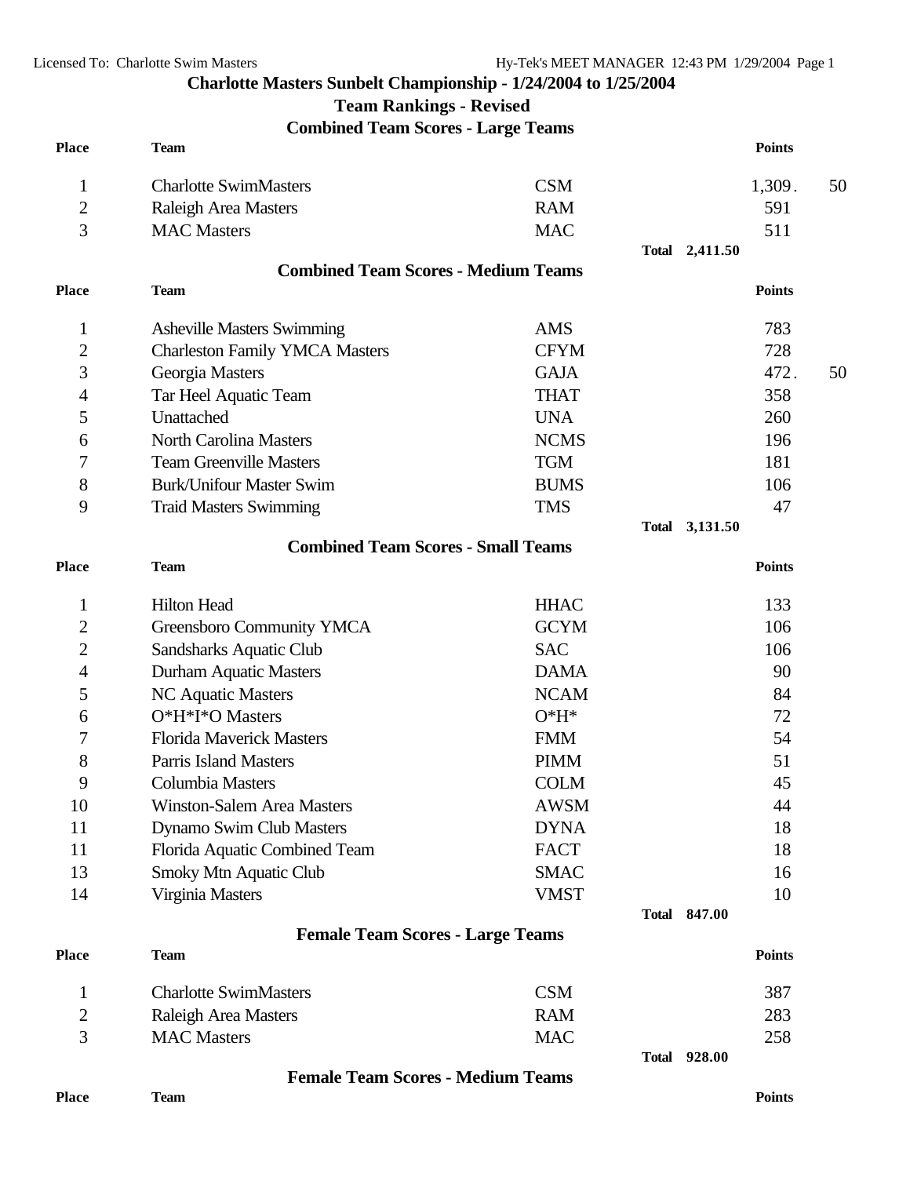Licensed To: Charlotte Swim Masters

# Charlotte Masters Sunbelt Championship - 1/24/2004 to 1/25/2004

## Team Rankings - Revised

### Combined Team Scores - Large Teams

| Place | Team | | Points |
|---|---|---|---|
| 1 | Charlotte SwimMasters | CSM | 1,309.50 |
| 2 | Raleigh Area Masters | RAM | 591 |
| 3 | MAC Masters | MAC | 511 |
| | | **Total** | **2,411.50** |

### Combined Team Scores - Medium Teams

| Place | Team | | Points |
|---|---|---|---|
| 1 | Asheville Masters Swimming | AMS | 783 |
| 2 | Charleston Family YMCA Masters | CFYM | 728 |
| 3 | Georgia Masters | GAJA | 472.50 |
| 4 | Tar Heel Aquatic Team | THAT | 358 |
| 5 | Unattached | UNA | 260 |
| 6 | North Carolina Masters | NCMS | 196 |
| 7 | Team Greenville Masters | TGM | 181 |
| 8 | Burk/Unifour Master Swim | BUMS | 106 |
| 9 | Traid Masters Swimming | TMS | 47 |
| | | **Total** | **3,131.50** |

### Combined Team Scores - Small Teams

| Place | Team | | Points |
|---|---|---|---|
| 1 | Hilton Head | HHAC | 133 |
| 2 | Greensboro Community YMCA | GCYM | 106 |
| 2 | Sandsharks Aquatic Club | SAC | 106 |
| 4 | Durham Aquatic Masters | DAMA | 90 |
| 5 | NC Aquatic Masters | NCAM | 84 |
| 6 | O*H*I*O Masters | O*H* | 72 |
| 7 | Florida Maverick Masters | FMM | 54 |
| 8 | Parris Island Masters | PIMM | 51 |
| 9 | Columbia Masters | COLM | 45 |
| 10 | Winston-Salem Area Masters | AWSM | 44 |
| 11 | Dynamo Swim Club Masters | DYNA | 18 |
| 11 | Florida Aquatic Combined Team | FACT | 18 |
| 13 | Smoky Mtn Aquatic Club | SMAC | 16 |
| 14 | Virginia Masters | VMST | 10 |
| | | **Total** | **847.00** |

### Female Team Scores - Large Teams

| Place | Team | | Points |
|---|---|---|---|
| 1 | Charlotte SwimMasters | CSM | 387 |
| 2 | Raleigh Area Masters | RAM | 283 |
| 3 | MAC Masters | MAC | 258 |
| | | **Total** | **928.00** |

### Female Team Scores - Medium Teams

| Place | Team | | Points |
|---|---|---|---|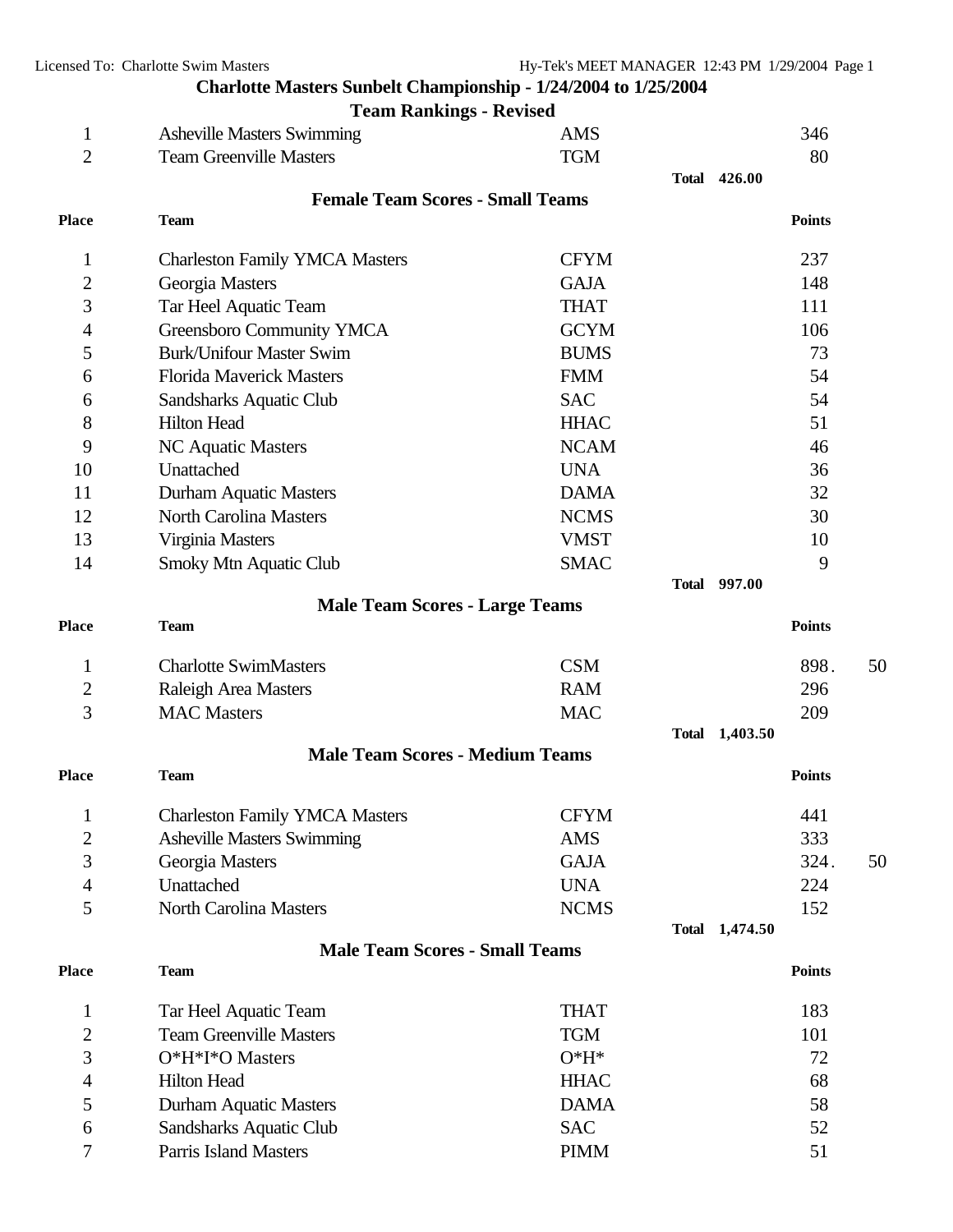## Charlotte Masters Sunbelt Championship - 1/24/2004 to 1/25/2004

### Team Rankings - Revised

| Place | Team | | Points |
|---|---|---|---|
| 1 | Asheville Masters Swimming | AMS | 346 |
| 2 | Team Greenville Masters | TGM | 80 |
| | | **Total** | **426.00** |

### Female Team Scores - Small Teams

| Place | Team | | Points |
|---|---|---|---|
| 1 | Charleston Family YMCA Masters | CFYM | 237 |
| 2 | Georgia Masters | GAJA | 148 |
| 3 | Tar Heel Aquatic Team | THAT | 111 |
| 4 | Greensboro Community YMCA | GCYM | 106 |
| 5 | Burk/Unifour Master Swim | BUMS | 73 |
| 6 | Florida Maverick Masters | FMM | 54 |
| 6 | Sandsharks Aquatic Club | SAC | 54 |
| 8 | Hilton Head | HHAC | 51 |
| 9 | NC Aquatic Masters | NCAM | 46 |
| 10 | Unattached | UNA | 36 |
| 11 | Durham Aquatic Masters | DAMA | 32 |
| 12 | North Carolina Masters | NCMS | 30 |
| 13 | Virginia Masters | VMST | 10 |
| 14 | Smoky Mtn Aquatic Club | SMAC | 9 |
| | | **Total** | **997.00** |

### Male Team Scores - Large Teams

| Place | Team | | Points |
|---|---|---|---|
| 1 | Charlotte SwimMasters | CSM | 898.50 |
| 2 | Raleigh Area Masters | RAM | 296 |
| 3 | MAC Masters | MAC | 209 |
| | | **Total** | **1,403.50** |

### Male Team Scores - Medium Teams

| Place | Team | | Points |
|---|---|---|---|
| 1 | Charleston Family YMCA Masters | CFYM | 441 |
| 2 | Asheville Masters Swimming | AMS | 333 |
| 3 | Georgia Masters | GAJA | 324.50 |
| 4 | Unattached | UNA | 224 |
| 5 | North Carolina Masters | NCMS | 152 |
| | | **Total** | **1,474.50** |

### Male Team Scores - Small Teams

| Place | Team | | Points |
|---|---|---|---|
| 1 | Tar Heel Aquatic Team | THAT | 183 |
| 2 | Team Greenville Masters | TGM | 101 |
| 3 | O*H*I*O Masters | O*H* | 72 |
| 4 | Hilton Head | HHAC | 68 |
| 5 | Durham Aquatic Masters | DAMA | 58 |
| 6 | Sandsharks Aquatic Club | SAC | 52 |
| 7 | Parris Island Masters | PIMM | 51 |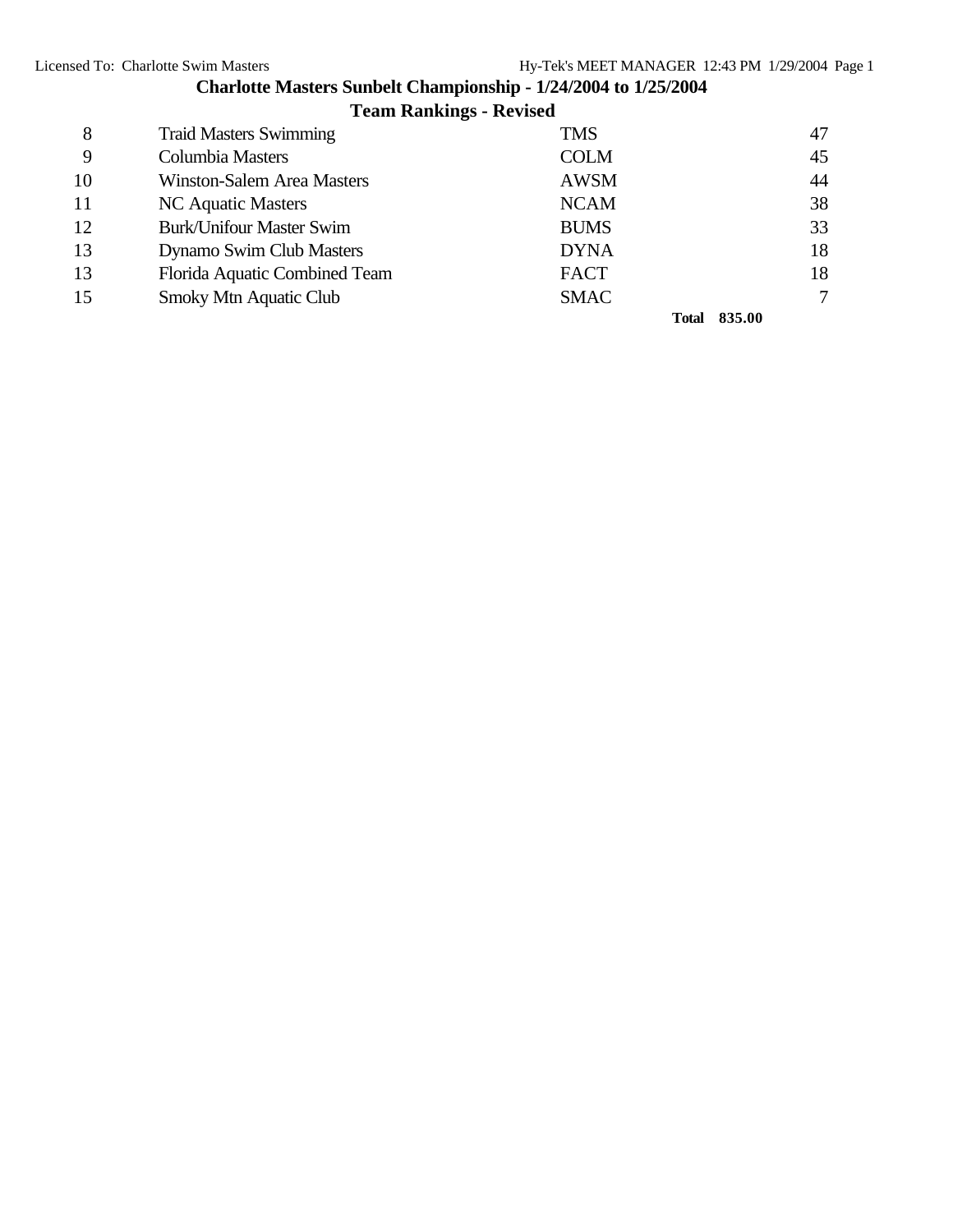**Charlotte Masters Sunbelt Championship - 1/24/2004 to 1/25/2004**

**Team Rankings - Revised**

| | | | |
|---|---|---|---|
| 8 | Traid Masters Swimming | TMS | 47 |
| 9 | Columbia Masters | COLM | 45 |
| 10 | Winston-Salem Area Masters | AWSM | 44 |
| 11 | NC Aquatic Masters | NCAM | 38 |
| 12 | Burk/Unifour Master Swim | BUMS | 33 |
| 13 | Dynamo Swim Club Masters | DYNA | 18 |
| 13 | Florida Aquatic Combined Team | FACT | 18 |
| 15 | Smoky Mtn Aquatic Club | SMAC | 7 |

**Total 835.00**